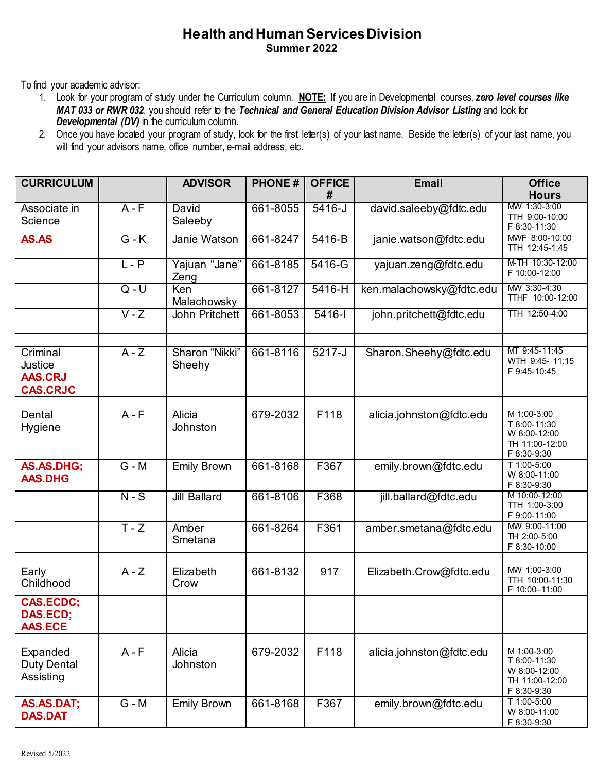# Health and Human Services Division

**Summer 2022**

To find your academic advisor:

1. Look for your program of study under the Curriculum column. **NOTE:** If you are in Developmental courses, ***zero level courses like MAT 033 or RWR 032***, you should refer to the ***Technical and General Education Division Advisor Listing*** and look for ***Developmental (DV)*** in the curriculum column.
2. Once you have located your program of study, look for the first letter(s) of your last name. Beside the letter(s) of your last name, you will find your advisors name, office number, e-mail address, etc.

| CURRICULUM | | ADVISOR | PHONE # | OFFICE # | Email | Office Hours |
|---|---|---|---|---|---|---|
| Associate in Science | A - F | David Saleeby | 661-8055 | 5416-J | david.saleeby@fdtc.edu | MW 1:30-3:00<br>TTH 9:00-10:00<br>F 8:30-11:30 |
| **AS.AS** | G - K | Janie Watson | 661-8247 | 5416-B | janie.watson@fdtc.edu | MWF 8:00-10:00<br>TTH 12:45-1:45 |
| | L - P | Yajuan "Jane" Zeng | 661-8185 | 5416-G | yajuan.zeng@fdtc.edu | M-TH 10:30-12:00<br>F 10:00-12:00 |
| | Q - U | Ken Malachowsky | 661-8127 | 5416-H | ken.malachowsky@fdtc.edu | MW 3:30-4:30<br>TTHF 10:00-12:00 |
| | V - Z | John Pritchett | 661-8053 | 5416-I | john.pritchett@fdtc.edu | TTH 12:50-4:00 |
| | | | | | | |
| Criminal Justice **AAS.CRJ** **CAS.CRJC** | A - Z | Sharon "Nikki" Sheehy | 661-8116 | 5217-J | Sharon.Sheehy@fdtc.edu | MT 9:45-11:45<br>WTH 9:45- 11:15<br>F 9:45-10:45 |
| | | | | | | |
| Dental Hygiene | A - F | Alicia Johnston | 679-2032 | F118 | alicia.johnston@fdtc.edu | M 1:00-3:00<br>T 8:00-11:30<br>W 8:00-12:00<br>TH 11:00-12:00<br>F 8:30-9:30 |
| **AS.AS.DHG; AAS.DHG** | G - M | Emily Brown | 661-8168 | F367 | emily.brown@fdtc.edu | T 1:00-5:00<br>W 8:00-11:00<br>F 8:30-9:30 |
| | N - S | Jill Ballard | 661-8106 | F368 | jill.ballard@fdtc.edu | M 10:00-12:00<br>TTH 1:00-3:00<br>F 9:00-11:00 |
| | T - Z | Amber Smetana | 661-8264 | F361 | amber.smetana@fdtc.edu | MW 9:00-11:00<br>TH 2:00-5:00<br>F 8:30-10:00 |
| | | | | | | |
| Early Childhood | A - Z | Elizabeth Crow | 661-8132 | 917 | Elizabeth.Crow@fdtc.edu | MW 1:00-3:00<br>TTH 10:00-11:30<br>F 10:00–11:00 |
| **CAS.ECDC; DAS.ECD; AAS.ECE** | | | | | | |
| | | | | | | |
| Expanded Duty Dental Assisting | A - F | Alicia Johnston | 679-2032 | F118 | alicia.johnston@fdtc.edu | M 1:00-3:00<br>T 8:00-11:30<br>W 8:00-12:00<br>TH 11:00-12:00<br>F 8:30-9:30 |
| **AS.AS.DAT; DAS.DAT** | G - M | Emily Brown | 661-8168 | F367 | emily.brown@fdtc.edu | T 1:00-5:00<br>W 8:00-11:00<br>F 8:30-9:30 |

Revised 5/2022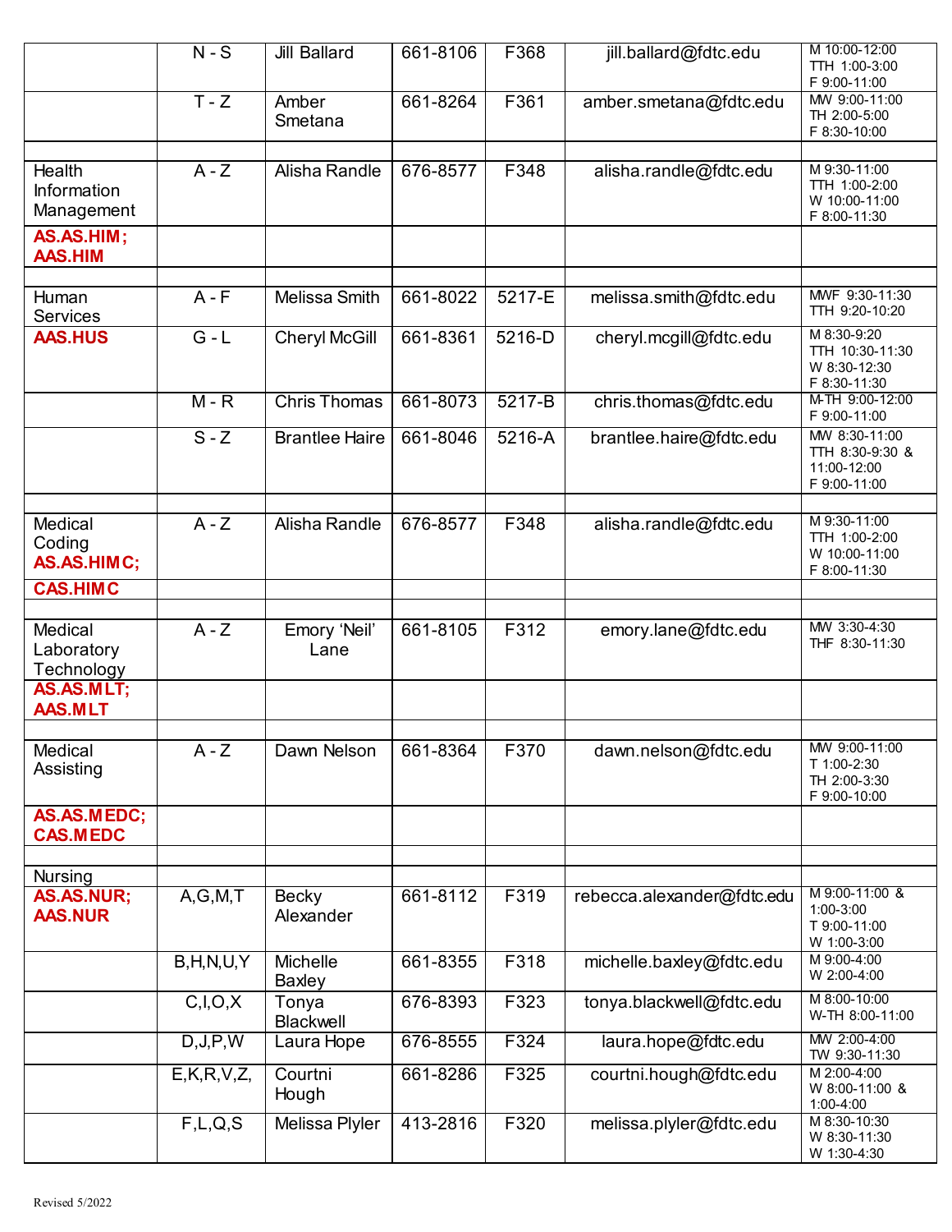| | | | | | | |
|---|---|---|---|---|---|---|
| | N - S | Jill Ballard | 661-8106 | F368 | jill.ballard@fdtc.edu | M 10:00-12:00<br>TTH 1:00-3:00<br>F 9:00-11:00 |
| | T - Z | Amber Smetana | 661-8264 | F361 | amber.smetana@fdtc.edu | MW 9:00-11:00<br>TH 2:00-5:00<br>F 8:30-10:00 |
| | | | | | | |
| Health Information Management | A - Z | Alisha Randle | 676-8577 | F348 | alisha.randle@fdtc.edu | M 9:30-11:00<br>TTH 1:00-2:00<br>W 10:00-11:00<br>F 8:00-11:30 |
| **AS.AS.HIM; AAS.HIM** | | | | | | |
| | | | | | | |
| Human Services | A - F | Melissa Smith | 661-8022 | 5217-E | melissa.smith@fdtc.edu | MWF 9:30-11:30<br>TTH 9:20-10:20 |
| **AAS.HUS** | G - L | Cheryl McGill | 661-8361 | 5216-D | cheryl.mcgill@fdtc.edu | M 8:30-9:20<br>TTH 10:30-11:30<br>W 8:30-12:30<br>F 8:30-11:30 |
| | M - R | Chris Thomas | 661-8073 | 5217-B | chris.thomas@fdtc.edu | M-TH 9:00-12:00<br>F 9:00-11:00 |
| | S - Z | Brantlee Haire | 661-8046 | 5216-A | brantlee.haire@fdtc.edu | MW 8:30-11:00<br>TTH 8:30-9:30 & 11:00-12:00<br>F 9:00-11:00 |
| | | | | | | |
| Medical Coding **AS.AS.HIMC;** | A - Z | Alisha Randle | 676-8577 | F348 | alisha.randle@fdtc.edu | M 9:30-11:00<br>TTH 1:00-2:00<br>W 10:00-11:00<br>F 8:00-11:30 |
| **CAS.HIMC** | | | | | | |
| | | | | | | |
| Medical Laboratory Technology | A - Z | Emory 'Neil' Lane | 661-8105 | F312 | emory.lane@fdtc.edu | MW 3:30-4:30<br>THF 8:30-11:30 |
| **AS.AS.MLT; AAS.MLT** | | | | | | |
| | | | | | | |
| Medical Assisting | A - Z | Dawn Nelson | 661-8364 | F370 | dawn.nelson@fdtc.edu | MW 9:00-11:00<br>T 1:00-2:30<br>TH 2:00-3:30<br>F 9:00-10:00 |
| **AS.AS.MEDC; CAS.MEDC** | | | | | | |
| | | | | | | |
| Nursing | | | | | | |
| **AS.AS.NUR; AAS.NUR** | A,G,M,T | Becky Alexander | 661-8112 | F319 | rebecca.alexander@fdtc.edu | M 9:00-11:00 & 1:00-3:00<br>T 9:00-11:00<br>W 1:00-3:00 |
| | B,H,N,U,Y | Michelle Baxley | 661-8355 | F318 | michelle.baxley@fdtc.edu | M 9:00-4:00<br>W 2:00-4:00 |
| | C,I,O,X | Tonya Blackwell | 676-8393 | F323 | tonya.blackwell@fdtc.edu | M 8:00-10:00<br>W-TH 8:00-11:00 |
| | D,J,P,W | Laura Hope | 676-8555 | F324 | laura.hope@fdtc.edu | MW 2:00-4:00<br>TW 9:30-11:30 |
| | E,K,R,V,Z, | Courtni Hough | 661-8286 | F325 | courtni.hough@fdtc.edu | M 2:00-4:00<br>W 8:00-11:00 & 1:00-4:00 |
| | F,L,Q,S | Melissa Plyler | 413-2816 | F320 | melissa.plyler@fdtc.edu | M 8:30-10:30<br>W 8:30-11:30<br>W 1:30-4:30 |

Revised 5/2022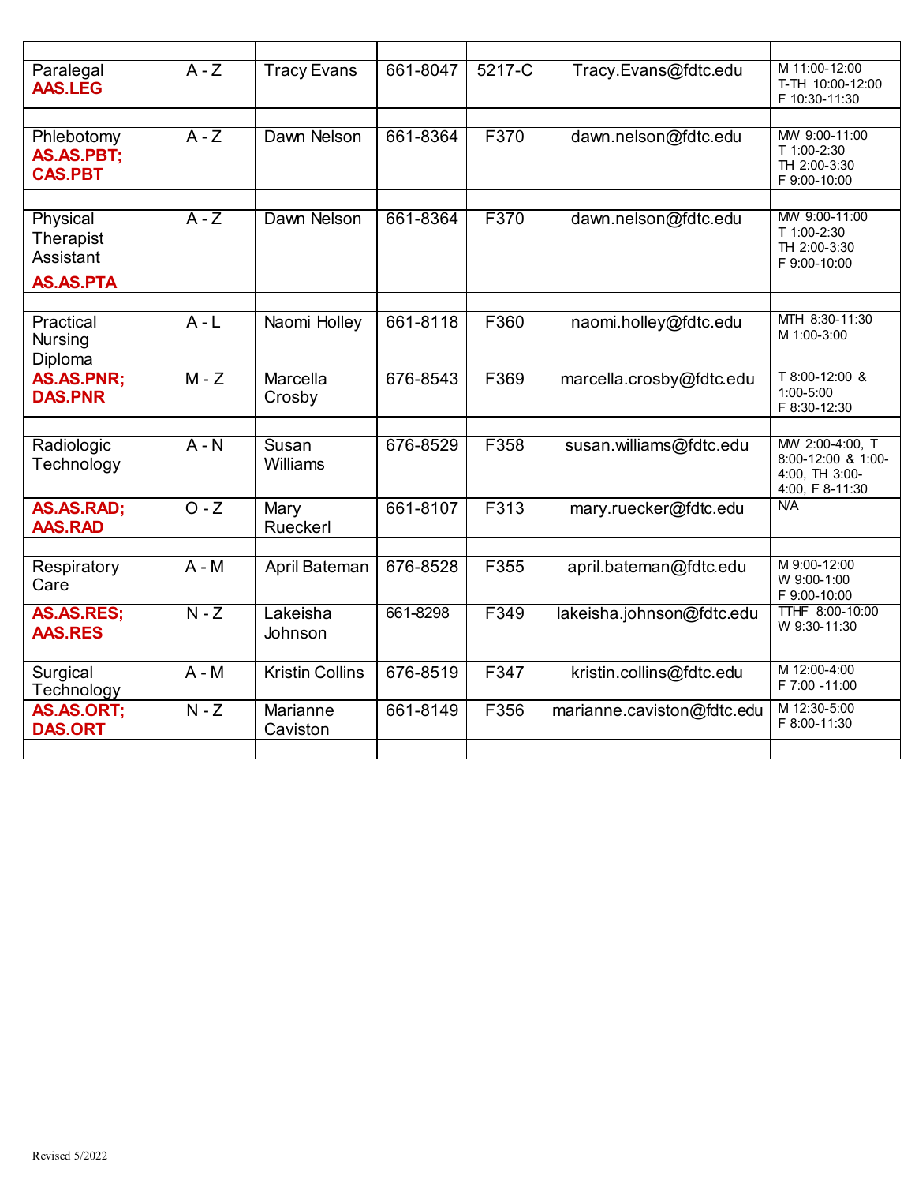| | | | | | | |
|---|---|---|---|---|---|---|
| Paralegal **AAS.LEG** | A - Z | Tracy Evans | 661-8047 | 5217-C | Tracy.Evans@fdtc.edu | M 11:00-12:00 T-TH 10:00-12:00 F 10:30-11:30 |
| | | | | | | |
| Phlebotomy **AS.AS.PBT; CAS.PBT** | A - Z | Dawn Nelson | 661-8364 | F370 | dawn.nelson@fdtc.edu | MW 9:00-11:00 T 1:00-2:30 TH 2:00-3:30 F 9:00-10:00 |
| | | | | | | |
| Physical Therapist Assistant | A - Z | Dawn Nelson | 661-8364 | F370 | dawn.nelson@fdtc.edu | MW 9:00-11:00 T 1:00-2:30 TH 2:00-3:30 F 9:00-10:00 |
| **AS.AS.PTA** | | | | | | |
| | | | | | | |
| Practical Nursing Diploma | A - L | Naomi Holley | 661-8118 | F360 | naomi.holley@fdtc.edu | MTH 8:30-11:30 M 1:00-3:00 |
| **AS.AS.PNR; DAS.PNR** | M - Z | Marcella Crosby | 676-8543 | F369 | marcella.crosby@fdtc.edu | T 8:00-12:00 & 1:00-5:00 F 8:30-12:30 |
| | | | | | | |
| Radiologic Technology | A - N | Susan Williams | 676-8529 | F358 | susan.williams@fdtc.edu | MW 2:00-4:00, T 8:00-12:00 & 1:00-4:00, TH 3:00-4:00, F 8-11:30 |
| **AS.AS.RAD; AAS.RAD** | O - Z | Mary Rueckerl | 661-8107 | F313 | mary.ruecker@fdtc.edu | N/A |
| | | | | | | |
| Respiratory Care | A - M | April Bateman | 676-8528 | F355 | april.bateman@fdtc.edu | M 9:00-12:00 W 9:00-1:00 F 9:00-10:00 |
| **AS.AS.RES; AAS.RES** | N - Z | Lakeisha Johnson | 661-8298 | F349 | lakeisha.johnson@fdtc.edu | TTHF 8:00-10:00 W 9:30-11:30 |
| | | | | | | |
| Surgical Technology | A - M | Kristin Collins | 676-8519 | F347 | kristin.collins@fdtc.edu | M 12:00-4:00 F 7:00 -11:00 |
| **AS.AS.ORT; DAS.ORT** | N - Z | Marianne Caviston | 661-8149 | F356 | marianne.caviston@fdtc.edu | M 12:30-5:00 F 8:00-11:30 |
| | | | | | | |

Revised 5/2022